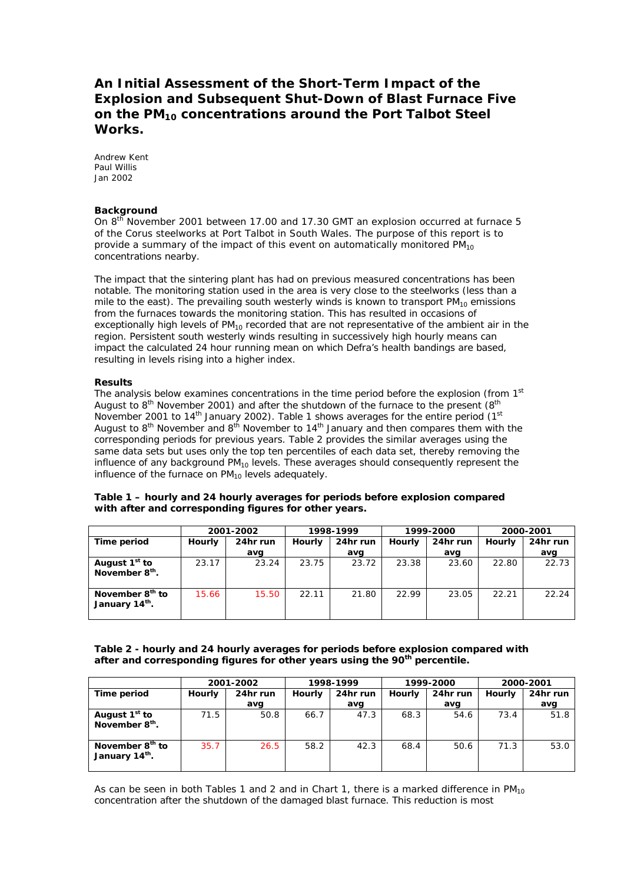# An Initial Assessment of the Short-Term Impact of the Explosion and Subsequent Shut-Down of Blast Furnace Five on the $PM_{10}$ concentrations around the Port Talbot Steel Works.

Andrew Kent
Paul Willis
Jan 2002

**Background**

On 8th November 2001 between 17.00 and 17.30 GMT an explosion occurred at furnace 5 of the Corus steelworks at Port Talbot in South Wales. The purpose of this report is to provide a summary of the impact of this event on automatically monitored $PM_{10}$ concentrations nearby.

The impact that the sintering plant has had on previous measured concentrations has been notable. The monitoring station used in the area is very close to the steelworks (less than a mile to the east). The prevailing south westerly winds is known to transport $PM_{10}$ emissions from the furnaces towards the monitoring station. This has resulted in occasions of exceptionally high levels of $PM_{10}$ recorded that are not representative of the ambient air in the region. Persistent south westerly winds resulting in successively high hourly means can impact the calculated 24 hour running mean on which Defra's health bandings are based, resulting in levels rising into a higher index.

**Results**

The analysis below examines concentrations in the time period before the explosion (from 1st August to 8th November 2001) and after the shutdown of the furnace to the present (8th November 2001 to 14th January 2002). Table 1 shows averages for the entire period (1st August to 8th November and 8th November to 14th January and then compares them with the corresponding periods for previous years. Table 2 provides the similar averages using the same data sets but uses only the top ten percentiles of each data set, thereby removing the influence of any background $PM_{10}$ levels. These averages should consequently represent the influence of the furnace on $PM_{10}$ levels adequately.

**Table 1 – hourly and 24 hourly averages for periods before explosion compared with after and corresponding figures for other years.**

| | 2001-2002 | | 1998-1999 | | 1999-2000 | | 2000-2001 | |
|---|---|---|---|---|---|---|---|---|
| **Time period** | **Hourly** | **24hr run avg** | **Hourly** | **24hr run avg** | **Hourly** | **24hr run avg** | **Hourly** | **24hr run avg** |
| **August 1st to November 8th.** | 23.17 | 23.24 | 23.75 | 23.72 | 23.38 | 23.60 | 22.80 | 22.73 |
| **November 8th to January 14th.** | 15.66 | 15.50 | 22.11 | 21.80 | 22.99 | 23.05 | 22.21 | 22.24 |

**Table 2 - hourly and 24 hourly averages for periods before explosion compared with after and corresponding figures for other years using the 90th percentile.**

| | 2001-2002 | | 1998-1999 | | 1999-2000 | | 2000-2001 | |
|---|---|---|---|---|---|---|---|---|
| **Time period** | **Hourly** | **24hr run avg** | **Hourly** | **24hr run avg** | **Hourly** | **24hr run avg** | **Hourly** | **24hr run avg** |
| **August 1st to November 8th.** | 71.5 | 50.8 | 66.7 | 47.3 | 68.3 | 54.6 | 73.4 | 51.8 |
| **November 8th to January 14th.** | 35.7 | 26.5 | 58.2 | 42.3 | 68.4 | 50.6 | 71.3 | 53.0 |

As can be seen in both Tables 1 and 2 and in Chart 1, there is a marked difference in $PM_{10}$ concentration after the shutdown of the damaged blast furnace. This reduction is most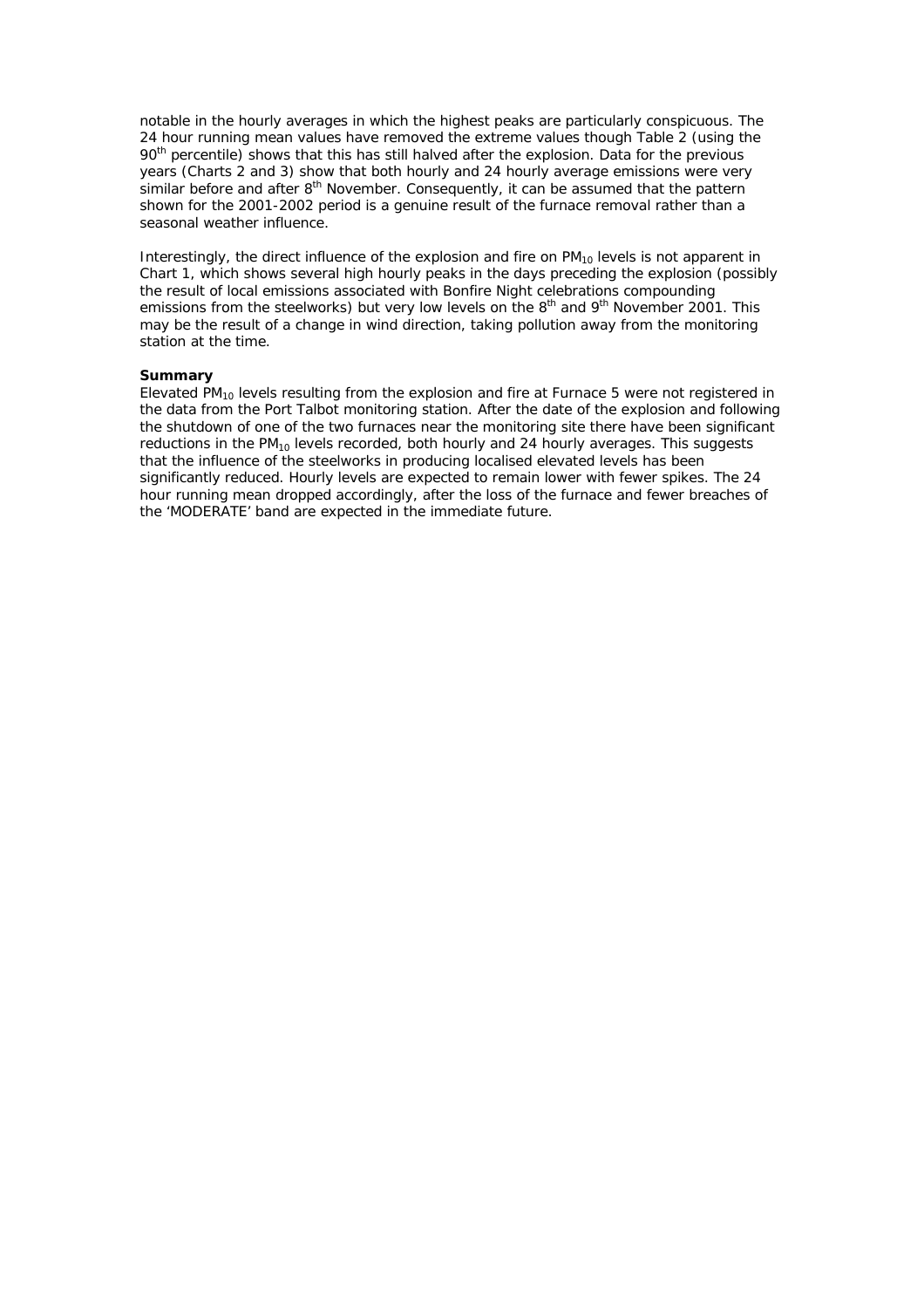notable in the hourly averages in which the highest peaks are particularly conspicuous. The 24 hour running mean values have removed the extreme values though Table 2 (using the 90th percentile) shows that this has still halved after the explosion. Data for the previous years (Charts 2 and 3) show that both hourly and 24 hourly average emissions were very similar before and after 8th November. Consequently, it can be assumed that the pattern shown for the 2001-2002 period is a genuine result of the furnace removal rather than a seasonal weather influence.

Interestingly, the direct influence of the explosion and fire on $PM_{10}$ levels is not apparent in Chart 1, which shows several high hourly peaks in the days preceding the explosion (possibly the result of local emissions associated with Bonfire Night celebrations compounding emissions from the steelworks) but very low levels on the 8th and 9th November 2001. This may be the result of a change in wind direction, taking pollution away from the monitoring station at the time.

**Summary**

Elevated $PM_{10}$ levels resulting from the explosion and fire at Furnace 5 were not registered in the data from the Port Talbot monitoring station. After the date of the explosion and following the shutdown of one of the two furnaces near the monitoring site there have been significant reductions in the $PM_{10}$ levels recorded, both hourly and 24 hourly averages. This suggests that the influence of the steelworks in producing localised elevated levels has been significantly reduced. Hourly levels are expected to remain lower with fewer spikes. The 24 hour running mean dropped accordingly, after the loss of the furnace and fewer breaches of the 'MODERATE' band are expected in the immediate future.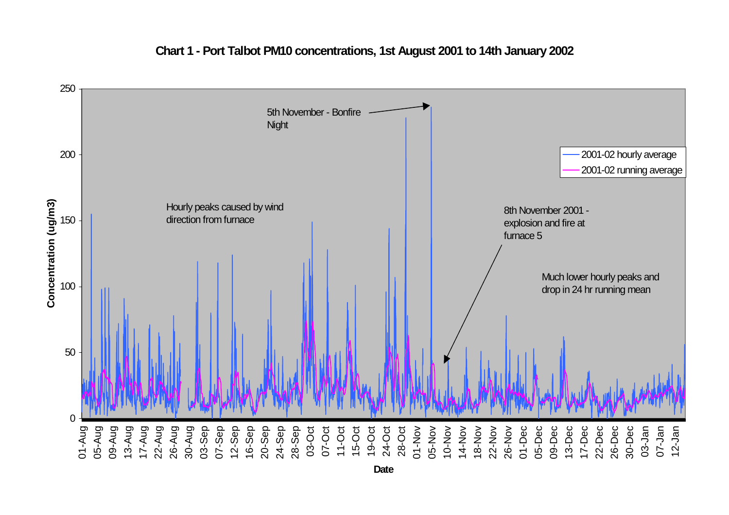**Chart 1 - Port Talbot PM10 concentrations, 1st August 2001 to 14th January 2002**

Concentration (ug/m3)

Date

5th November - Bonfire Night

Hourly peaks caused by wind direction from furnace

8th November 2001 - explosion and fire at furnace 5

Much lower hourly peaks and drop in 24 hr running mean

2001-02 hourly average

2001-02 running average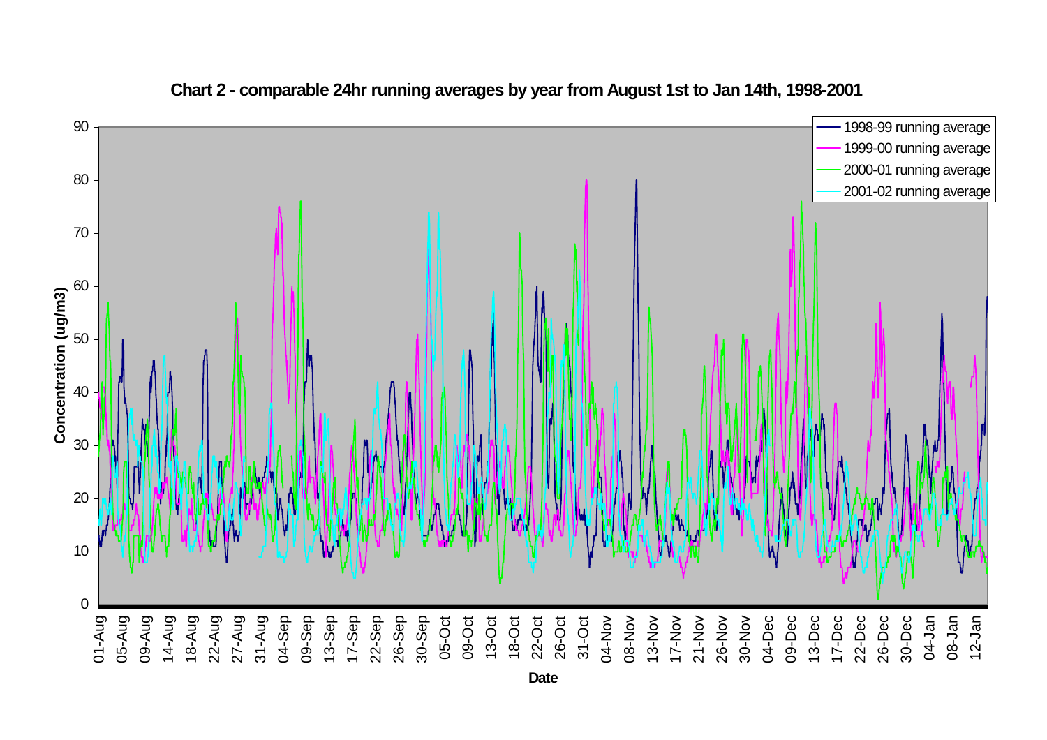**Chart 2 - comparable 24hr running averages by year from August 1st to Jan 14th, 1998-2001**

Concentration (ug/m3)

Date

- 1998-99 running average
- 1999-00 running average
- 2000-01 running average
- 2001-02 running average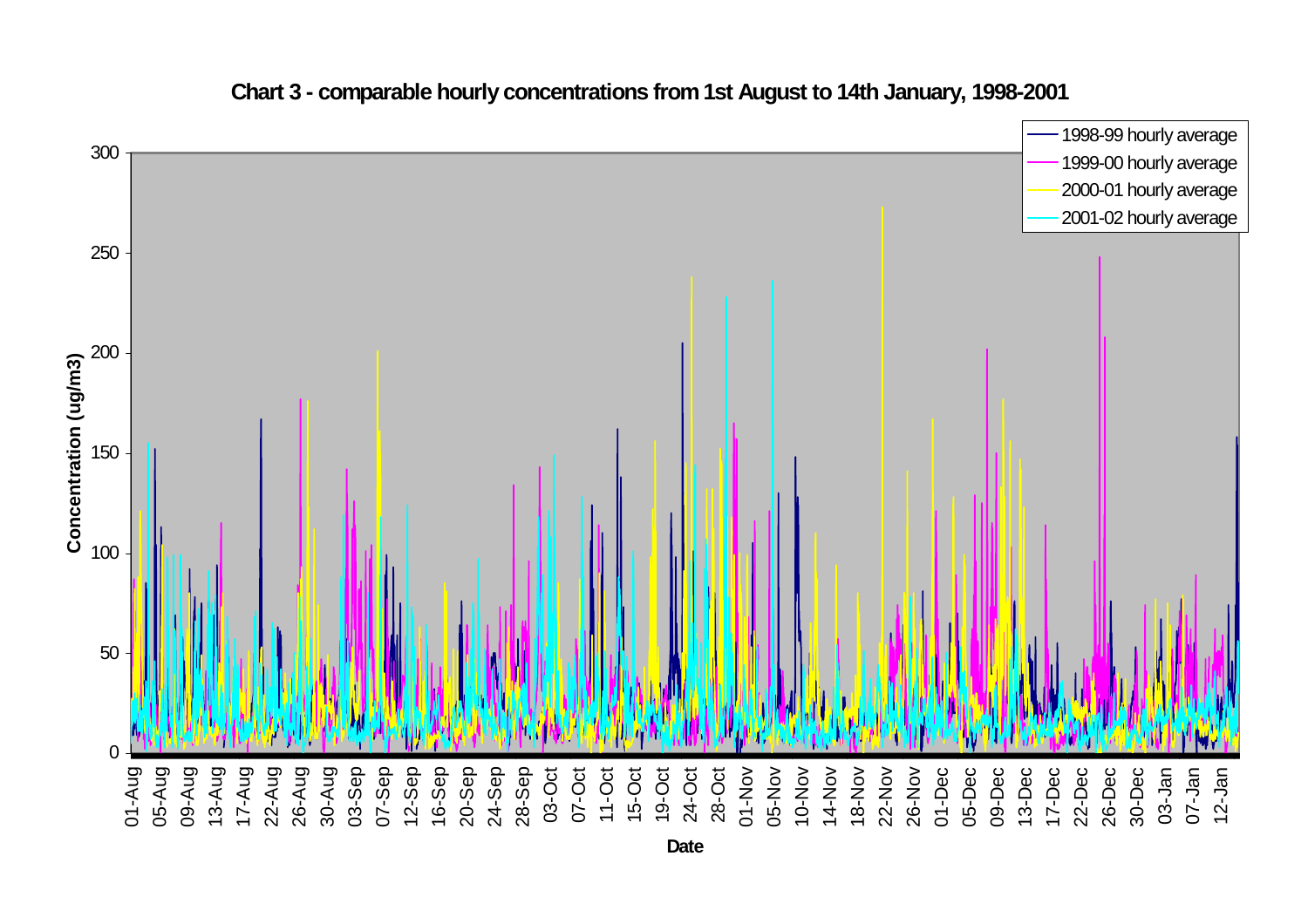**Chart 3 - comparable hourly concentrations from 1st August to 14th January, 1998-2001**

1998-99 hourly average
1999-00 hourly average
2000-01 hourly average
2001-02 hourly average

Concentration (ug/m3)

300
250
200
150
100
50
0

01-Aug
05-Aug
09-Aug
13-Aug
17-Aug
22-Aug
26-Aug
30-Aug
03-Sep
07-Sep
12-Sep
16-Sep
20-Sep
24-Sep
28-Sep
03-Oct
07-Oct
11-Oct
15-Oct
19-Oct
24-Oct
28-Oct
01-Nov
05-Nov
10-Nov
14-Nov
18-Nov
22-Nov
26-Nov
01-Dec
05-Dec
09-Dec
13-Dec
17-Dec
22-Dec
26-Dec
30-Dec
03-Jan
07-Jan
12-Jan

Date